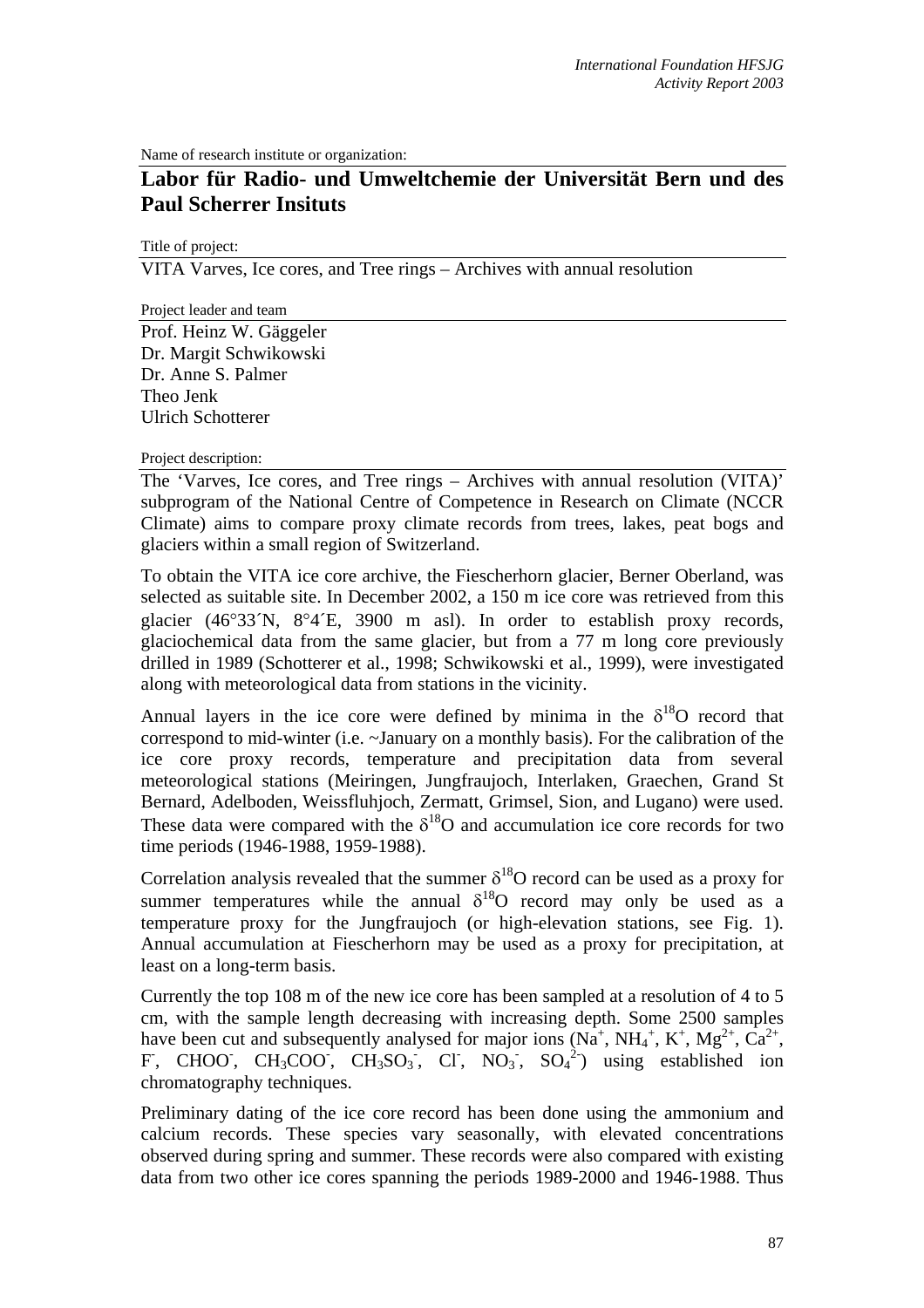Name of research institute or organization:

## Labor für Radio- und Umweltchemie der Universität Bern und des Paul Scherrer Insituts

Title of project:

VITA Varves, Ice cores, and Tree rings – Archives with annual resolution

Project leader and team

Prof. Heinz W. Gäggeler
Dr. Margit Schwikowski
Dr. Anne S. Palmer
Theo Jenk
Ulrich Schotterer

Project description:

The 'Varves, Ice cores, and Tree rings – Archives with annual resolution (VITA)' subprogram of the National Centre of Competence in Research on Climate (NCCR Climate) aims to compare proxy climate records from trees, lakes, peat bogs and glaciers within a small region of Switzerland.

To obtain the VITA ice core archive, the Fiescherhorn glacier, Berner Oberland, was selected as suitable site. In December 2002, a 150 m ice core was retrieved from this glacier (46°33´N, 8°4´E, 3900 m asl). In order to establish proxy records, glaciochemical data from the same glacier, but from a 77 m long core previously drilled in 1989 (Schotterer et al., 1998; Schwikowski et al., 1999), were investigated along with meteorological data from stations in the vicinity.

Annual layers in the ice core were defined by minima in the $\delta^{18}O$ record that correspond to mid-winter (i.e. ~January on a monthly basis). For the calibration of the ice core proxy records, temperature and precipitation data from several meteorological stations (Meiringen, Jungfraujoch, Interlaken, Graechen, Grand St Bernard, Adelboden, Weissfluhjoch, Zermatt, Grimsel, Sion, and Lugano) were used. These data were compared with the $\delta^{18}O$ and accumulation ice core records for two time periods (1946-1988, 1959-1988).

Correlation analysis revealed that the summer $\delta^{18}O$ record can be used as a proxy for summer temperatures while the annual $\delta^{18}O$ record may only be used as a temperature proxy for the Jungfraujoch (or high-elevation stations, see Fig. 1). Annual accumulation at Fiescherhorn may be used as a proxy for precipitation, at least on a long-term basis.

Currently the top 108 m of the new ice core has been sampled at a resolution of 4 to 5 cm, with the sample length decreasing with increasing depth. Some 2500 samples have been cut and subsequently analysed for major ions ($Na^+$, $NH_4^+$, $K^+$, $Mg^{2+}$, $Ca^{2+}$, $F^-$, $CHOO^-$, $CH_3COO^-$, $CH_3SO_3^-$, $Cl^-$, $NO_3^-$, $SO_4^{2-}$) using established ion chromatography techniques.

Preliminary dating of the ice core record has been done using the ammonium and calcium records. These species vary seasonally, with elevated concentrations observed during spring and summer. These records were also compared with existing data from two other ice cores spanning the periods 1989-2000 and 1946-1988. Thus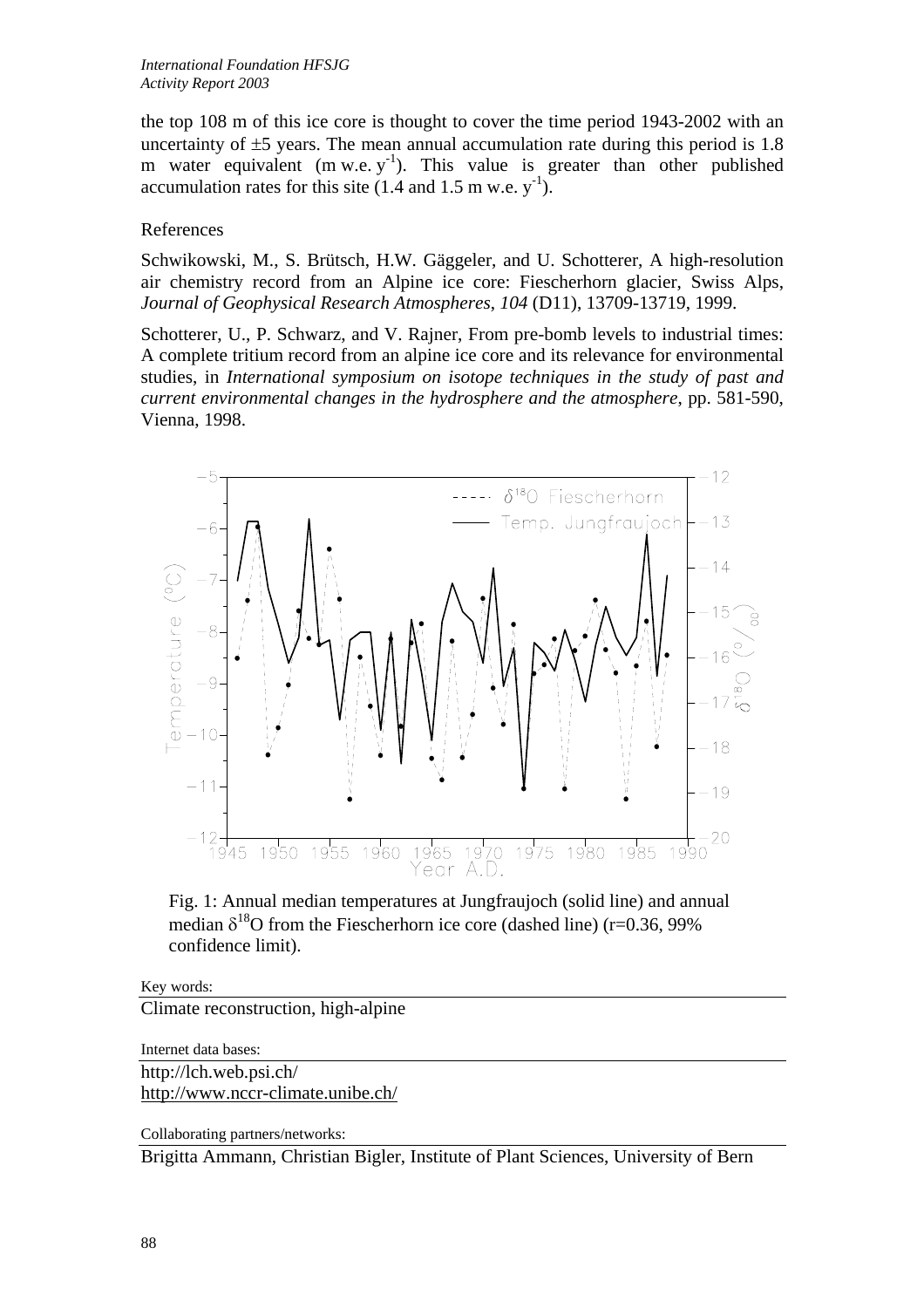the top 108 m of this ice core is thought to cover the time period 1943-2002 with an uncertainty of ±5 years. The mean annual accumulation rate during this period is 1.8 m water equivalent (m w.e. $y^{-1}$). This value is greater than other published accumulation rates for this site (1.4 and 1.5 m w.e. $y^{-1}$).

References

Schwikowski, M., S. Brütsch, H.W. Gäggeler, and U. Schotterer, A high-resolution air chemistry record from an Alpine ice core: Fiescherhorn glacier, Swiss Alps, *Journal of Geophysical Research Atmospheres*, *104* (D11), 13709-13719, 1999.

Schotterer, U., P. Schwarz, and V. Rajner, From pre-bomb levels to industrial times: A complete tritium record from an alpine ice core and its relevance for environmental studies, in *International symposium on isotope techniques in the study of past and current environmental changes in the hydrosphere and the atmosphere*, pp. 581-590, Vienna, 1998.

Fig. 1: Annual median temperatures at Jungfraujoch (solid line) and annual median $\delta^{18}O$ from the Fiescherhorn ice core (dashed line) (r=0.36, 99% confidence limit).

Key words:

Climate reconstruction, high-alpine

Internet data bases:

http://lch.web.psi.ch/
http://www.nccr-climate.unibe.ch/

Collaborating partners/networks:

Brigitta Ammann, Christian Bigler, Institute of Plant Sciences, University of Bern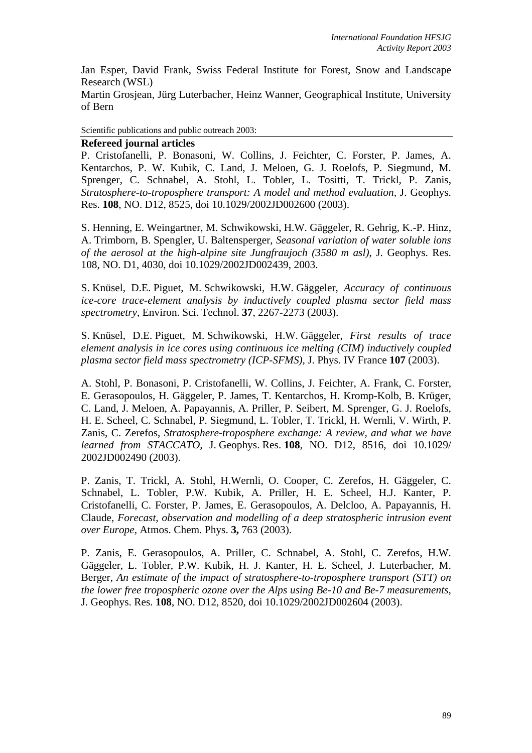Jan Esper, David Frank, Swiss Federal Institute for Forest, Snow and Landscape Research (WSL)
Martin Grosjean, Jürg Luterbacher, Heinz Wanner, Geographical Institute, University of Bern

Scientific publications and public outreach 2003:

**Refereed journal articles**

P. Cristofanelli, P. Bonasoni, W. Collins, J. Feichter, C. Forster, P. James, A. Kentarchos, P. W. Kubik, C. Land, J. Meloen, G. J. Roelofs, P. Siegmund, M. Sprenger, C. Schnabel, A. Stohl, L. Tobler, L. Tositti, T. Trickl, P. Zanis, *Stratosphere-to-troposphere transport: A model and method evaluation*, J. Geophys. Res. **108**, NO. D12, 8525, doi 10.1029/2002JD002600 (2003).

S. Henning, E. Weingartner, M. Schwikowski, H.W. Gäggeler, R. Gehrig, K.-P. Hinz, A. Trimborn, B. Spengler, U. Baltensperger, *Seasonal variation of water soluble ions of the aerosol at the high-alpine site Jungfraujoch (3580 m asl)*, J. Geophys. Res. 108, NO. D1, 4030, doi 10.1029/2002JD002439, 2003.

S. Knüsel, D.E. Piguet, M. Schwikowski, H.W. Gäggeler, *Accuracy of continuous ice-core trace-element analysis by inductively coupled plasma sector field mass spectrometry*, Environ. Sci. Technol. **37**, 2267-2273 (2003).

S. Knüsel, D.E. Piguet, M. Schwikowski, H.W. Gäggeler, *First results of trace element analysis in ice cores using continuous ice melting (CIM) inductively coupled plasma sector field mass spectrometry (ICP-SFMS)*, J. Phys. IV France **107** (2003).

A. Stohl, P. Bonasoni, P. Cristofanelli, W. Collins, J. Feichter, A. Frank, C. Forster, E. Gerasopoulos, H. Gäggeler, P. James, T. Kentarchos, H. Kromp-Kolb, B. Krüger, C. Land, J. Meloen, A. Papayannis, A. Priller, P. Seibert, M. Sprenger, G. J. Roelofs, H. E. Scheel, C. Schnabel, P. Siegmund, L. Tobler, T. Trickl, H. Wernli, V. Wirth, P. Zanis, C. Zerefos, *Stratosphere-troposphere exchange: A review, and what we have learned from STACCATO*, J. Geophys. Res. **108**, NO. D12, 8516, doi 10.1029/ 2002JD002490 (2003).

P. Zanis, T. Trickl, A. Stohl, H.Wernli, O. Cooper, C. Zerefos, H. Gäggeler, C. Schnabel, L. Tobler, P.W. Kubik, A. Priller, H. E. Scheel, H.J. Kanter, P. Cristofanelli, C. Forster, P. James, E. Gerasopoulos, A. Delcloo, A. Papayannis, H. Claude, *Forecast, observation and modelling of a deep stratospheric intrusion event over Europe*, Atmos. Chem. Phys. **3,** 763 (2003).

P. Zanis, E. Gerasopoulos, A. Priller, C. Schnabel, A. Stohl, C. Zerefos, H.W. Gäggeler, L. Tobler, P.W. Kubik, H. J. Kanter, H. E. Scheel, J. Luterbacher, M. Berger, *An estimate of the impact of stratosphere-to-troposphere transport (STT) on the lower free tropospheric ozone over the Alps using Be-10 and Be-7 measurements*, J. Geophys. Res. **108**, NO. D12, 8520, doi 10.1029/2002JD002604 (2003).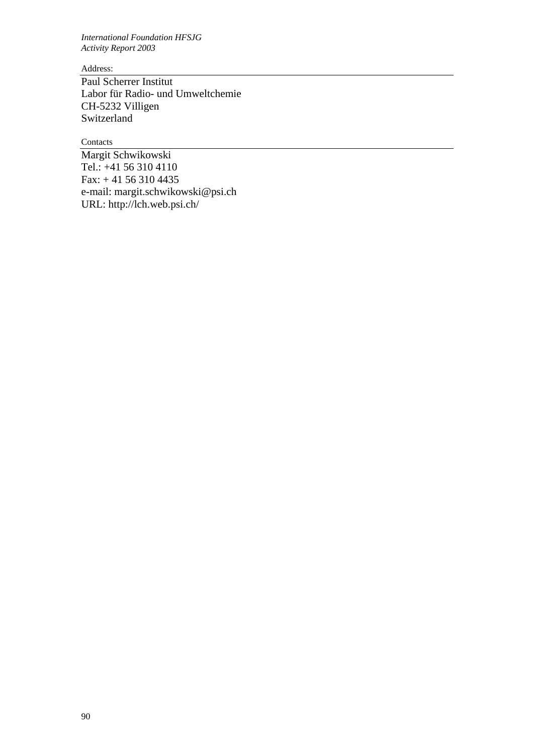Address:

Paul Scherrer Institut
Labor für Radio- und Umweltchemie
CH-5232 Villigen
Switzerland

Contacts

Margit Schwikowski
Tel.: +41 56 310 4110
Fax: + 41 56 310 4435
e-mail: margit.schwikowski@psi.ch
URL: http://lch.web.psi.ch/